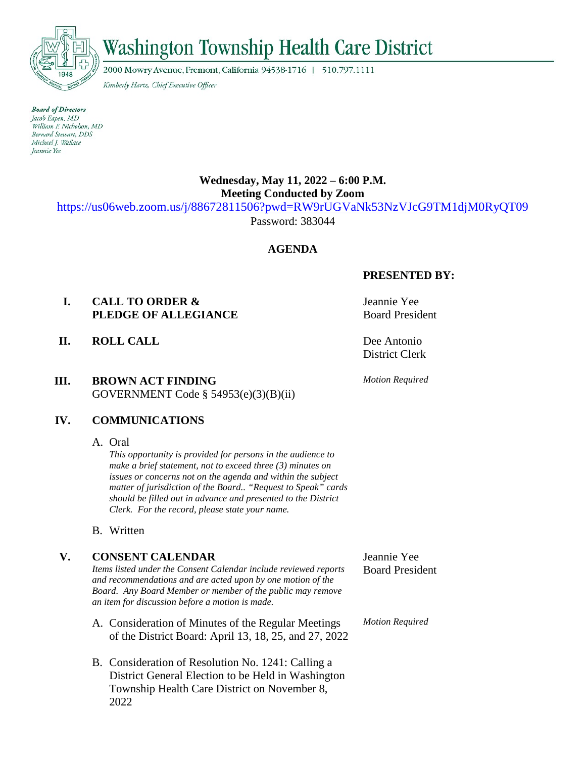# Washington Township Health Care District

2000 Mowry Avenue, Fremont, California 94538-1716 | 510.797.1111

*Kimberly Hartz, Chief Executive Officer*

***Board of Directors***
*Jacob Eapen, MD*
*William F. Nicholson, MD*
*Bernard Stewart, DDS*
*Michael J. Wallace*
*Jeannie Yee*

**Wednesday, May 11, 2022 – 6:00 P.M.**
**Meeting Conducted by Zoom**
https://us06web.zoom.us/j/88672811506?pwd=RW9rUGVaNk53NzVJcG9TM1djM0RyQT09
Password: 383044

## AGENDA

| | | **PRESENTED BY:** |
|---|---|---|
| **I.** | **CALL TO ORDER & PLEDGE OF ALLEGIANCE** | Jeannie Yee<br>Board President |
| **II.** | **ROLL CALL** | Dee Antonio<br>District Clerk |
| **III.** | **BROWN ACT FINDING**<br>GOVERNMENT Code § 54953(e)(3)(B)(ii) | *Motion Required* |
| **IV.** | **COMMUNICATIONS** | |

A. Oral
*This opportunity is provided for persons in the audience to make a brief statement, not to exceed three (3) minutes on issues or concerns not on the agenda and within the subject matter of jurisdiction of the Board.. "Request to Speak" cards should be filled out in advance and presented to the District Clerk. For the record, please state your name.*

B. Written

**V. CONSENT CALENDAR** — Jeannie Yee, Board President

*Items listed under the Consent Calendar include reviewed reports and recommendations and are acted upon by one motion of the Board. Any Board Member or member of the public may remove an item for discussion before a motion is made.*

A. Consideration of Minutes of the Regular Meetings of the District Board: April 13, 18, 25, and 27, 2022 — *Motion Required*

B. Consideration of Resolution No. 1241: Calling a District General Election to be Held in Washington Township Health Care District on November 8, 2022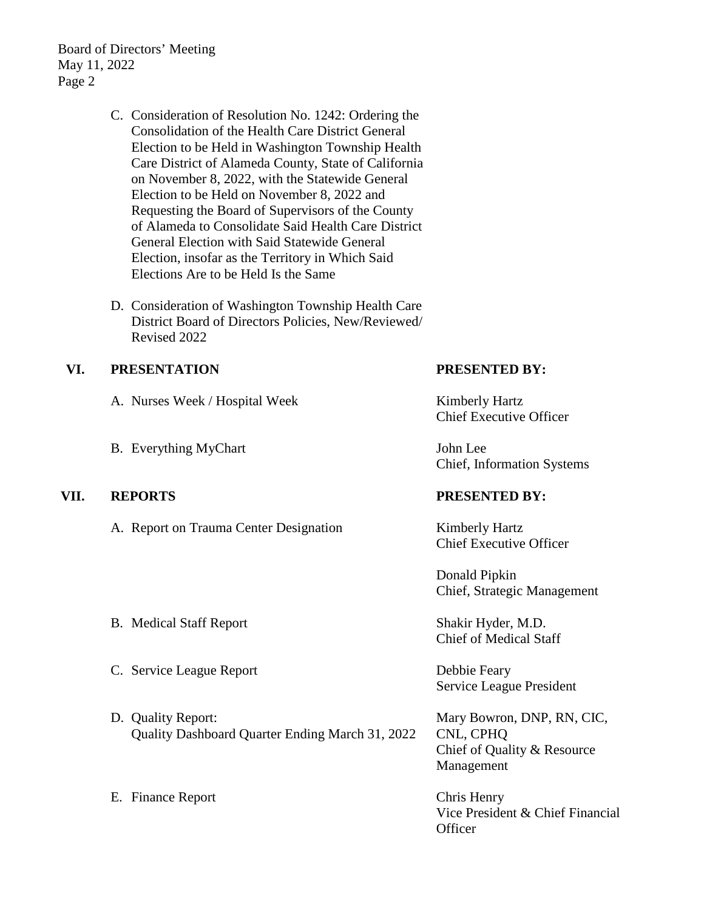C. Consideration of Resolution No. 1242: Ordering the Consolidation of the Health Care District General Election to be Held in Washington Township Health Care District of Alameda County, State of California on November 8, 2022, with the Statewide General Election to be Held on November 8, 2022 and Requesting the Board of Supervisors of the County of Alameda to Consolidate Said Health Care District General Election with Said Statewide General Election, insofar as the Territory in Which Said Elections Are to be Held Is the Same

D. Consideration of Washington Township Health Care District Board of Directors Policies, New/Reviewed/ Revised 2022

## VI. PRESENTATION

| | PRESENTED BY: |
|---|---|
| A. Nurses Week / Hospital Week | Kimberly Hartz<br>Chief Executive Officer |
| B. Everything MyChart | John Lee<br>Chief, Information Systems |

## VII. REPORTS

| | PRESENTED BY: |
|---|---|
| A. Report on Trauma Center Designation | Kimberly Hartz<br>Chief Executive Officer<br><br>Donald Pipkin<br>Chief, Strategic Management |
| B. Medical Staff Report | Shakir Hyder, M.D.<br>Chief of Medical Staff |
| C. Service League Report | Debbie Feary<br>Service League President |
| D. Quality Report:<br>Quality Dashboard Quarter Ending March 31, 2022 | Mary Bowron, DNP, RN, CIC, CNL, CPHQ<br>Chief of Quality & Resource Management |
| E. Finance Report | Chris Henry<br>Vice President & Chief Financial Officer |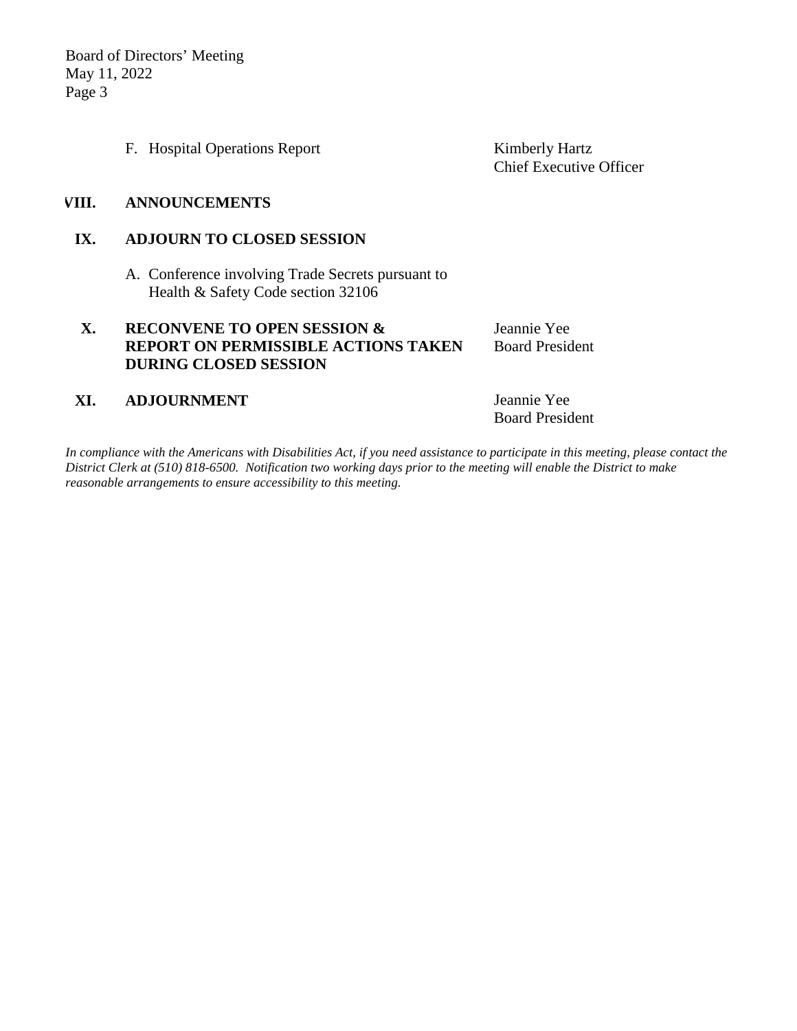F. Hospital Operations Report — Kimberly Hartz, Chief Executive Officer

**VIII. ANNOUNCEMENTS**

**IX. ADJOURN TO CLOSED SESSION**

A. Conference involving Trade Secrets pursuant to Health & Safety Code section 32106

**X. RECONVENE TO OPEN SESSION & REPORT ON PERMISSIBLE ACTIONS TAKEN DURING CLOSED SESSION** — Jeannie Yee, Board President

**XI. ADJOURNMENT** — Jeannie Yee, Board President

*In compliance with the Americans with Disabilities Act, if you need assistance to participate in this meeting, please contact the District Clerk at (510) 818-6500. Notification two working days prior to the meeting will enable the District to make reasonable arrangements to ensure accessibility to this meeting.*